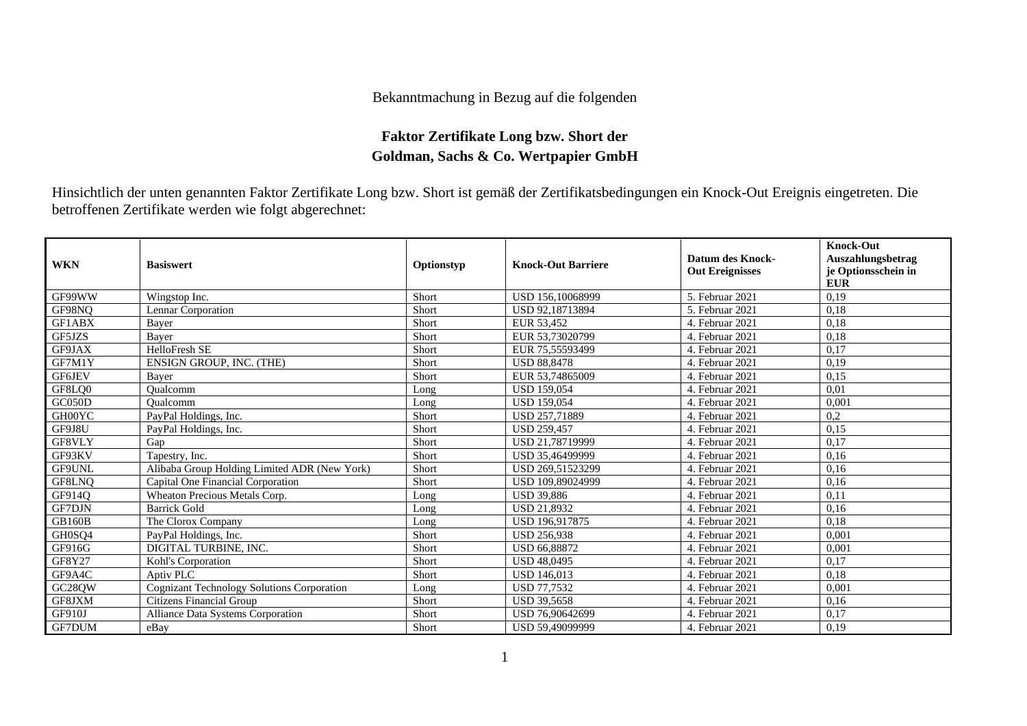Bekanntmachung in Bezug auf die folgenden

**Faktor Zertifikate Long bzw. Short der Goldman, Sachs & Co. Wertpapier GmbH**

Hinsichtlich der unten genannten Faktor Zertifikate Long bzw. Short ist gemäß der Zertifikatsbedingungen ein Knock-Out Ereignis eingetreten. Die betroffenen Zertifikate werden wie folgt abgerechnet:

| WKN | Basiswert | Optionstyp | Knock-Out Barriere | Datum des Knock-Out Ereignisses | Knock-Out Auszahlungsbetrag je Optionsschein in EUR |
|---|---|---|---|---|---|
| GF99WW | Wingstop Inc. | Short | USD 156,10068999 | 5. Februar 2021 | 0,19 |
| GF98NQ | Lennar Corporation | Short | USD 92,18713894 | 5. Februar 2021 | 0,18 |
| GF1ABX | Bayer | Short | EUR 53,452 | 4. Februar 2021 | 0,18 |
| GF5JZS | Bayer | Short | EUR 53,73020799 | 4. Februar 2021 | 0,18 |
| GF9JAX | HelloFresh SE | Short | EUR 75,55593499 | 4. Februar 2021 | 0,17 |
| GF7M1Y | ENSIGN GROUP, INC. (THE) | Short | USD 88,8478 | 4. Februar 2021 | 0,19 |
| GF6JEV | Bayer | Short | EUR 53,74865009 | 4. Februar 2021 | 0,15 |
| GF8LQ0 | Qualcomm | Long | USD 159,054 | 4. Februar 2021 | 0,01 |
| GC050D | Qualcomm | Long | USD 159,054 | 4. Februar 2021 | 0,001 |
| GH00YC | PayPal Holdings, Inc. | Short | USD 257,71889 | 4. Februar 2021 | 0,2 |
| GF9J8U | PayPal Holdings, Inc. | Short | USD 259,457 | 4. Februar 2021 | 0,15 |
| GF8VLY | Gap | Short | USD 21,78719999 | 4. Februar 2021 | 0,17 |
| GF93KV | Tapestry, Inc. | Short | USD 35,46499999 | 4. Februar 2021 | 0,16 |
| GF9UNL | Alibaba Group Holding Limited ADR (New York) | Short | USD 269,51523299 | 4. Februar 2021 | 0,16 |
| GF8LNQ | Capital One Financial Corporation | Short | USD 109,89024999 | 4. Februar 2021 | 0,16 |
| GF914Q | Wheaton Precious Metals Corp. | Long | USD 39,886 | 4. Februar 2021 | 0,11 |
| GF7DJN | Barrick Gold | Long | USD 21,8932 | 4. Februar 2021 | 0,16 |
| GB160B | The Clorox Company | Long | USD 196,917875 | 4. Februar 2021 | 0,18 |
| GH0SQ4 | PayPal Holdings, Inc. | Short | USD 256,938 | 4. Februar 2021 | 0,001 |
| GF916G | DIGITAL TURBINE, INC. | Short | USD 66,88872 | 4. Februar 2021 | 0,001 |
| GF8Y27 | Kohl's Corporation | Short | USD 48,0495 | 4. Februar 2021 | 0,17 |
| GF9A4C | Aptiv PLC | Short | USD 146,013 | 4. Februar 2021 | 0,18 |
| GC28QW | Cognizant Technology Solutions Corporation | Long | USD 77,7532 | 4. Februar 2021 | 0,001 |
| GF8JXM | Citizens Financial Group | Short | USD 39,5658 | 4. Februar 2021 | 0,16 |
| GF910J | Alliance Data Systems Corporation | Short | USD 76,90642699 | 4. Februar 2021 | 0,17 |
| GF7DUM | eBay | Short | USD 59,49099999 | 4. Februar 2021 | 0,19 |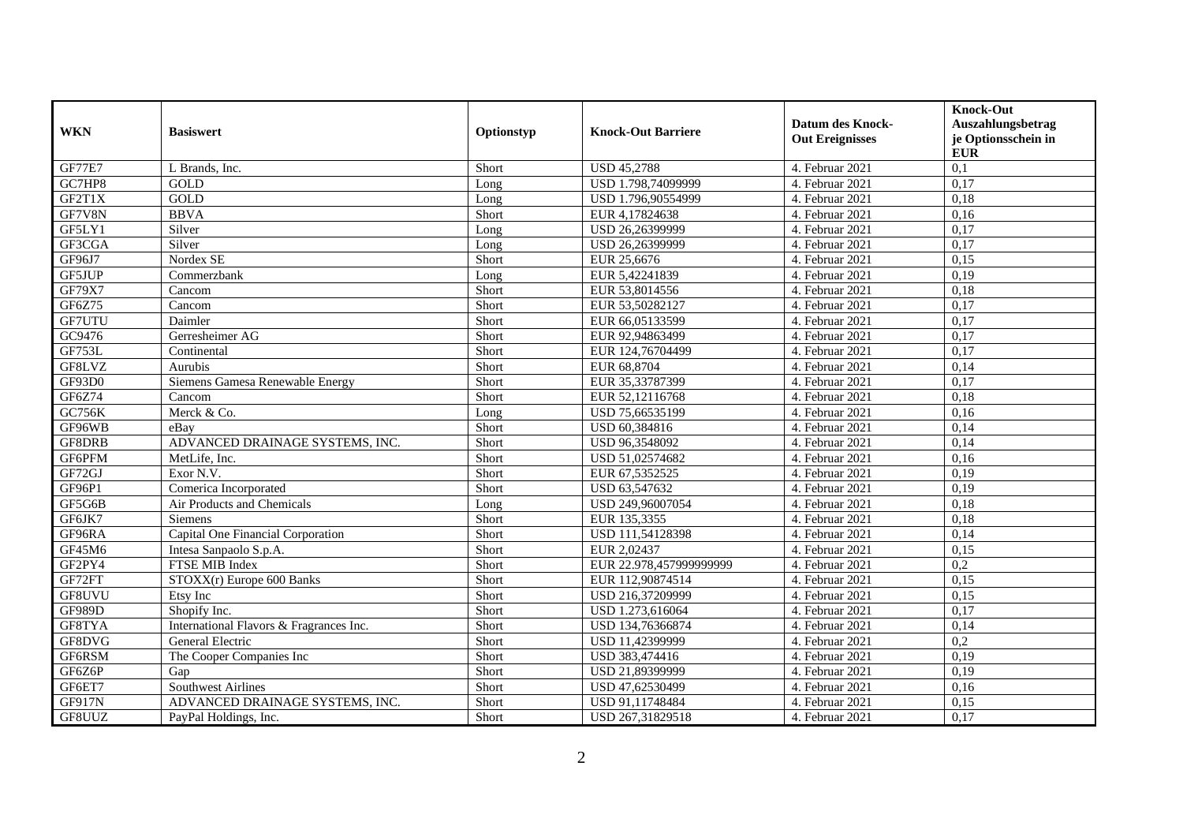| WKN | Basiswert | Optionstyp | Knock-Out Barriere | Datum des Knock-Out Ereignisses | Knock-Out Auszahlungsbetrag je Optionsschein in EUR |
|---|---|---|---|---|---|
| GF77E7 | L Brands, Inc. | Short | USD 45,2788 | 4. Februar 2021 | 0,1 |
| GC7HP8 | GOLD | Long | USD 1.798,74099999 | 4. Februar 2021 | 0,17 |
| GF2T1X | GOLD | Long | USD 1.796,90554999 | 4. Februar 2021 | 0,18 |
| GF7V8N | BBVA | Short | EUR 4,17824638 | 4. Februar 2021 | 0,16 |
| GF5LY1 | Silver | Long | USD 26,26399999 | 4. Februar 2021 | 0,17 |
| GF3CGA | Silver | Long | USD 26,26399999 | 4. Februar 2021 | 0,17 |
| GF96J7 | Nordex SE | Short | EUR 25,6676 | 4. Februar 2021 | 0,15 |
| GF5JUP | Commerzbank | Long | EUR 5,42241839 | 4. Februar 2021 | 0,19 |
| GF79X7 | Cancom | Short | EUR 53,8014556 | 4. Februar 2021 | 0,18 |
| GF6Z75 | Cancom | Short | EUR 53,50282127 | 4. Februar 2021 | 0,17 |
| GF7UTU | Daimler | Short | EUR 66,05133599 | 4. Februar 2021 | 0,17 |
| GC9476 | Gerresheimer AG | Short | EUR 92,94863499 | 4. Februar 2021 | 0,17 |
| GF753L | Continental | Short | EUR 124,76704499 | 4. Februar 2021 | 0,17 |
| GF8LVZ | Aurubis | Short | EUR 68,8704 | 4. Februar 2021 | 0,14 |
| GF93D0 | Siemens Gamesa Renewable Energy | Short | EUR 35,33787399 | 4. Februar 2021 | 0,17 |
| GF6Z74 | Cancom | Short | EUR 52,12116768 | 4. Februar 2021 | 0,18 |
| GC756K | Merck & Co. | Long | USD 75,66535199 | 4. Februar 2021 | 0,16 |
| GF96WB | eBay | Short | USD 60,384816 | 4. Februar 2021 | 0,14 |
| GF8DRB | ADVANCED DRAINAGE SYSTEMS, INC. | Short | USD 96,3548092 | 4. Februar 2021 | 0,14 |
| GF6PFM | MetLife, Inc. | Short | USD 51,02574682 | 4. Februar 2021 | 0,16 |
| GF72GJ | Exor N.V. | Short | EUR 67,5352525 | 4. Februar 2021 | 0,19 |
| GF96P1 | Comerica Incorporated | Short | USD 63,547632 | 4. Februar 2021 | 0,19 |
| GF5G6B | Air Products and Chemicals | Long | USD 249,96007054 | 4. Februar 2021 | 0,18 |
| GF6JK7 | Siemens | Short | EUR 135,3355 | 4. Februar 2021 | 0,18 |
| GF96RA | Capital One Financial Corporation | Short | USD 111,54128398 | 4. Februar 2021 | 0,14 |
| GF45M6 | Intesa Sanpaolo S.p.A. | Short | EUR 2,02437 | 4. Februar 2021 | 0,15 |
| GF2PY4 | FTSE MIB Index | Short | EUR 22.978,457999999999 | 4. Februar 2021 | 0,2 |
| GF72FT | STOXX(r) Europe 600 Banks | Short | EUR 112,90874514 | 4. Februar 2021 | 0,15 |
| GF8UVU | Etsy Inc | Short | USD 216,37209999 | 4. Februar 2021 | 0,15 |
| GF989D | Shopify Inc. | Short | USD 1.273,616064 | 4. Februar 2021 | 0,17 |
| GF8TYA | International Flavors & Fragrances Inc. | Short | USD 134,76366874 | 4. Februar 2021 | 0,14 |
| GF8DVG | General Electric | Short | USD 11,42399999 | 4. Februar 2021 | 0,2 |
| GF6RSM | The Cooper Companies Inc | Short | USD 383,474416 | 4. Februar 2021 | 0,19 |
| GF6Z6P | Gap | Short | USD 21,89399999 | 4. Februar 2021 | 0,19 |
| GF6ET7 | Southwest Airlines | Short | USD 47,62530499 | 4. Februar 2021 | 0,16 |
| GF917N | ADVANCED DRAINAGE SYSTEMS, INC. | Short | USD 91,11748484 | 4. Februar 2021 | 0,15 |
| GF8UUZ | PayPal Holdings, Inc. | Short | USD 267,31829518 | 4. Februar 2021 | 0,17 |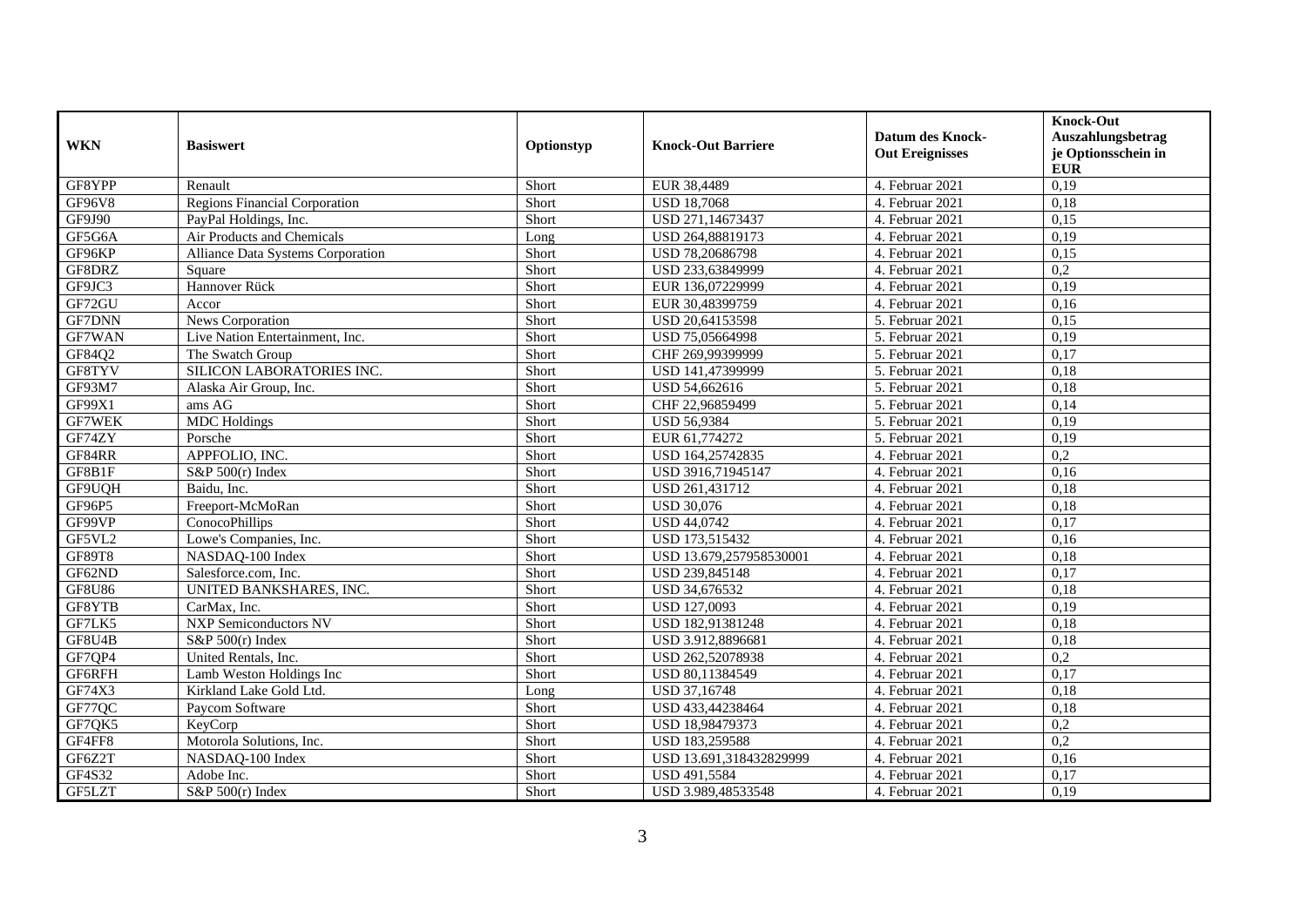| WKN | Basiswert | Optionstyp | Knock-Out Barriere | Datum des Knock-Out Ereignisses | Knock-Out Auszahlungsbetrag je Optionsschein in EUR |
|---|---|---|---|---|---|
| GF8YPP | Renault | Short | EUR 38,4489 | 4. Februar 2021 | 0,19 |
| GF96V8 | Regions Financial Corporation | Short | USD 18,7068 | 4. Februar 2021 | 0,18 |
| GF9J90 | PayPal Holdings, Inc. | Short | USD 271,14673437 | 4. Februar 2021 | 0,15 |
| GF5G6A | Air Products and Chemicals | Long | USD 264,88819173 | 4. Februar 2021 | 0,19 |
| GF96KP | Alliance Data Systems Corporation | Short | USD 78,20686798 | 4. Februar 2021 | 0,15 |
| GF8DRZ | Square | Short | USD 233,63849999 | 4. Februar 2021 | 0,2 |
| GF9JC3 | Hannover Rück | Short | EUR 136,07229999 | 4. Februar 2021 | 0,19 |
| GF72GU | Accor | Short | EUR 30,48399759 | 4. Februar 2021 | 0,16 |
| GF7DNN | News Corporation | Short | USD 20,64153598 | 5. Februar 2021 | 0,15 |
| GF7WAN | Live Nation Entertainment, Inc. | Short | USD 75,05664998 | 5. Februar 2021 | 0,19 |
| GF84Q2 | The Swatch Group | Short | CHF 269,99399999 | 5. Februar 2021 | 0,17 |
| GF8TYV | SILICON LABORATORIES INC. | Short | USD 141,47399999 | 5. Februar 2021 | 0,18 |
| GF93M7 | Alaska Air Group, Inc. | Short | USD 54,662616 | 5. Februar 2021 | 0,18 |
| GF99X1 | ams AG | Short | CHF 22,96859499 | 5. Februar 2021 | 0,14 |
| GF7WEK | MDC Holdings | Short | USD 56,9384 | 5. Februar 2021 | 0,19 |
| GF74ZY | Porsche | Short | EUR 61,774272 | 5. Februar 2021 | 0,19 |
| GF84RR | APPFOLIO, INC. | Short | USD 164,25742835 | 4. Februar 2021 | 0,2 |
| GF8B1F | S&P 500(r) Index | Short | USD 3916,71945147 | 4. Februar 2021 | 0,16 |
| GF9UQH | Baidu, Inc. | Short | USD 261,431712 | 4. Februar 2021 | 0,18 |
| GF96P5 | Freeport-McMoRan | Short | USD 30,076 | 4. Februar 2021 | 0,18 |
| GF99VP | ConocoPhillips | Short | USD 44,0742 | 4. Februar 2021 | 0,17 |
| GF5VL2 | Lowe's Companies, Inc. | Short | USD 173,515432 | 4. Februar 2021 | 0,16 |
| GF89T8 | NASDAQ-100 Index | Short | USD 13.679,257958530001 | 4. Februar 2021 | 0,18 |
| GF62ND | Salesforce.com, Inc. | Short | USD 239,845148 | 4. Februar 2021 | 0,17 |
| GF8U86 | UNITED BANKSHARES, INC. | Short | USD 34,676532 | 4. Februar 2021 | 0,18 |
| GF8YTB | CarMax, Inc. | Short | USD 127,0093 | 4. Februar 2021 | 0,19 |
| GF7LK5 | NXP Semiconductors NV | Short | USD 182,91381248 | 4. Februar 2021 | 0,18 |
| GF8U4B | S&P 500(r) Index | Short | USD 3.912,8896681 | 4. Februar 2021 | 0,18 |
| GF7QP4 | United Rentals, Inc. | Short | USD 262,52078938 | 4. Februar 2021 | 0,2 |
| GF6RFH | Lamb Weston Holdings Inc | Short | USD 80,11384549 | 4. Februar 2021 | 0,17 |
| GF74X3 | Kirkland Lake Gold Ltd. | Long | USD 37,16748 | 4. Februar 2021 | 0,18 |
| GF77QC | Paycom Software | Short | USD 433,44238464 | 4. Februar 2021 | 0,18 |
| GF7QK5 | KeyCorp | Short | USD 18,98479373 | 4. Februar 2021 | 0,2 |
| GF4FF8 | Motorola Solutions, Inc. | Short | USD 183,259588 | 4. Februar 2021 | 0,2 |
| GF6Z2T | NASDAQ-100 Index | Short | USD 13.691,318432829999 | 4. Februar 2021 | 0,16 |
| GF4S32 | Adobe Inc. | Short | USD 491,5584 | 4. Februar 2021 | 0,17 |
| GF5LZT | S&P 500(r) Index | Short | USD 3.989,48533548 | 4. Februar 2021 | 0,19 |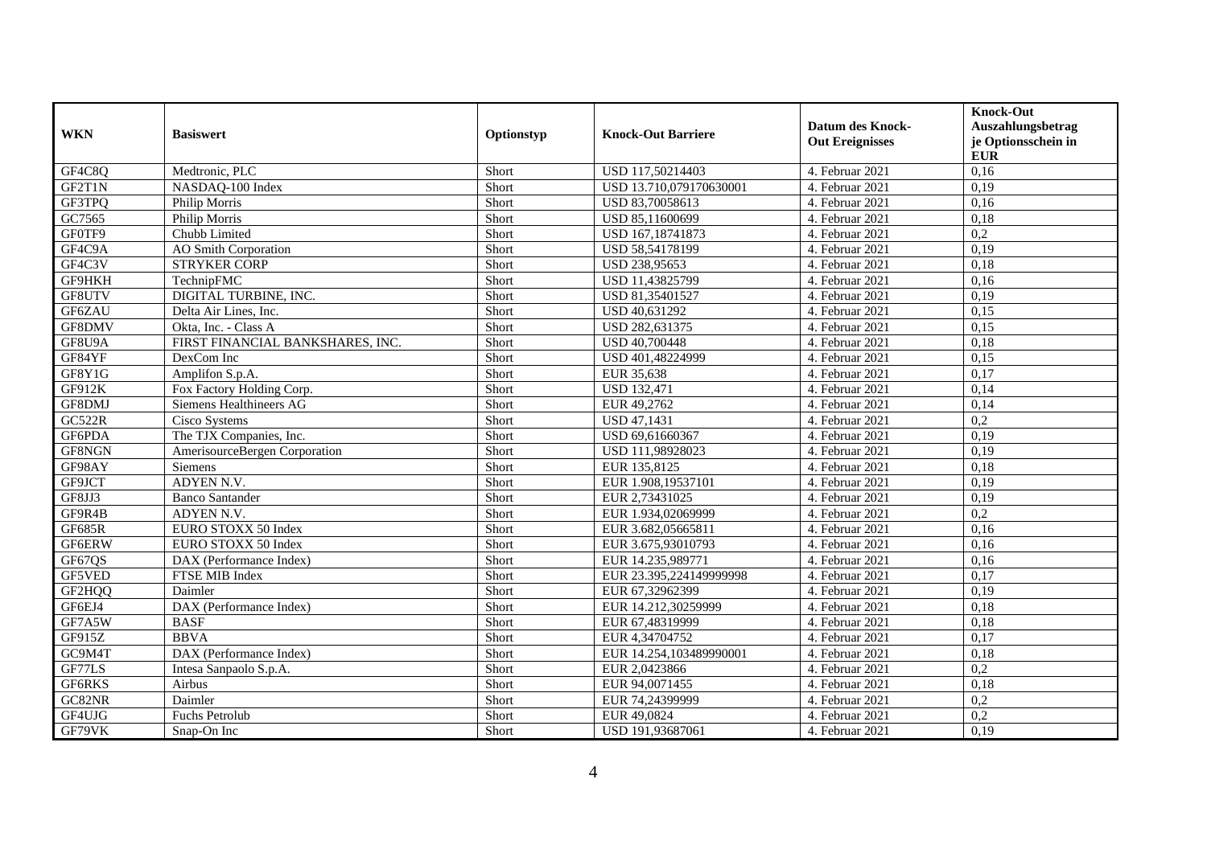| WKN | Basiswert | Optionstyp | Knock-Out Barriere | Datum des Knock-Out Ereignisses | Knock-Out Auszahlungsbetrag je Optionsschein in EUR |
|---|---|---|---|---|---|
| GF4C8Q | Medtronic, PLC | Short | USD 117,50214403 | 4. Februar 2021 | 0,16 |
| GF2T1N | NASDAQ-100 Index | Short | USD 13.710,079170630001 | 4. Februar 2021 | 0,19 |
| GF3TPQ | Philip Morris | Short | USD 83,70058613 | 4. Februar 2021 | 0,16 |
| GC7565 | Philip Morris | Short | USD 85,11600699 | 4. Februar 2021 | 0,18 |
| GF0TF9 | Chubb Limited | Short | USD 167,18741873 | 4. Februar 2021 | 0,2 |
| GF4C9A | AO Smith Corporation | Short | USD 58,54178199 | 4. Februar 2021 | 0,19 |
| GF4C3V | STRYKER CORP | Short | USD 238,95653 | 4. Februar 2021 | 0,18 |
| GF9HKH | TechnipFMC | Short | USD 11,43825799 | 4. Februar 2021 | 0,16 |
| GF8UTV | DIGITAL TURBINE, INC. | Short | USD 81,35401527 | 4. Februar 2021 | 0,19 |
| GF6ZAU | Delta Air Lines, Inc. | Short | USD 40,631292 | 4. Februar 2021 | 0,15 |
| GF8DMV | Okta, Inc. - Class A | Short | USD 282,631375 | 4. Februar 2021 | 0,15 |
| GF8U9A | FIRST FINANCIAL BANKSHARES, INC. | Short | USD 40,700448 | 4. Februar 2021 | 0,18 |
| GF84YF | DexCom Inc | Short | USD 401,48224999 | 4. Februar 2021 | 0,15 |
| GF8Y1G | Amplifon S.p.A. | Short | EUR 35,638 | 4. Februar 2021 | 0,17 |
| GF912K | Fox Factory Holding Corp. | Short | USD 132,471 | 4. Februar 2021 | 0,14 |
| GF8DMJ | Siemens Healthineers AG | Short | EUR 49,2762 | 4. Februar 2021 | 0,14 |
| GC522R | Cisco Systems | Short | USD 47,1431 | 4. Februar 2021 | 0,2 |
| GF6PDA | The TJX Companies, Inc. | Short | USD 69,61660367 | 4. Februar 2021 | 0,19 |
| GF8NGN | AmerisourceBergen Corporation | Short | USD 111,98928023 | 4. Februar 2021 | 0,19 |
| GF98AY | Siemens | Short | EUR 135,8125 | 4. Februar 2021 | 0,18 |
| GF9JCT | ADYEN N.V. | Short | EUR 1.908,19537101 | 4. Februar 2021 | 0,19 |
| GF8JJ3 | Banco Santander | Short | EUR 2,73431025 | 4. Februar 2021 | 0,19 |
| GF9R4B | ADYEN N.V. | Short | EUR 1.934,02069999 | 4. Februar 2021 | 0,2 |
| GF685R | EURO STOXX 50 Index | Short | EUR 3.682,05665811 | 4. Februar 2021 | 0,16 |
| GF6ERW | EURO STOXX 50 Index | Short | EUR 3.675,93010793 | 4. Februar 2021 | 0,16 |
| GF67QS | DAX (Performance Index) | Short | EUR 14.235,989771 | 4. Februar 2021 | 0,16 |
| GF5VED | FTSE MIB Index | Short | EUR 23.395,224149999998 | 4. Februar 2021 | 0,17 |
| GF2HQQ | Daimler | Short | EUR 67,32962399 | 4. Februar 2021 | 0,19 |
| GF6EJ4 | DAX (Performance Index) | Short | EUR 14.212,30259999 | 4. Februar 2021 | 0,18 |
| GF7A5W | BASF | Short | EUR 67,48319999 | 4. Februar 2021 | 0,18 |
| GF915Z | BBVA | Short | EUR 4,34704752 | 4. Februar 2021 | 0,17 |
| GC9M4T | DAX (Performance Index) | Short | EUR 14.254,103489990001 | 4. Februar 2021 | 0,18 |
| GF77LS | Intesa Sanpaolo S.p.A. | Short | EUR 2,0423866 | 4. Februar 2021 | 0,2 |
| GF6RKS | Airbus | Short | EUR 94,0071455 | 4. Februar 2021 | 0,18 |
| GC82NR | Daimler | Short | EUR 74,24399999 | 4. Februar 2021 | 0,2 |
| GF4UJG | Fuchs Petrolub | Short | EUR 49,0824 | 4. Februar 2021 | 0,2 |
| GF79VK | Snap-On Inc | Short | USD 191,93687061 | 4. Februar 2021 | 0,19 |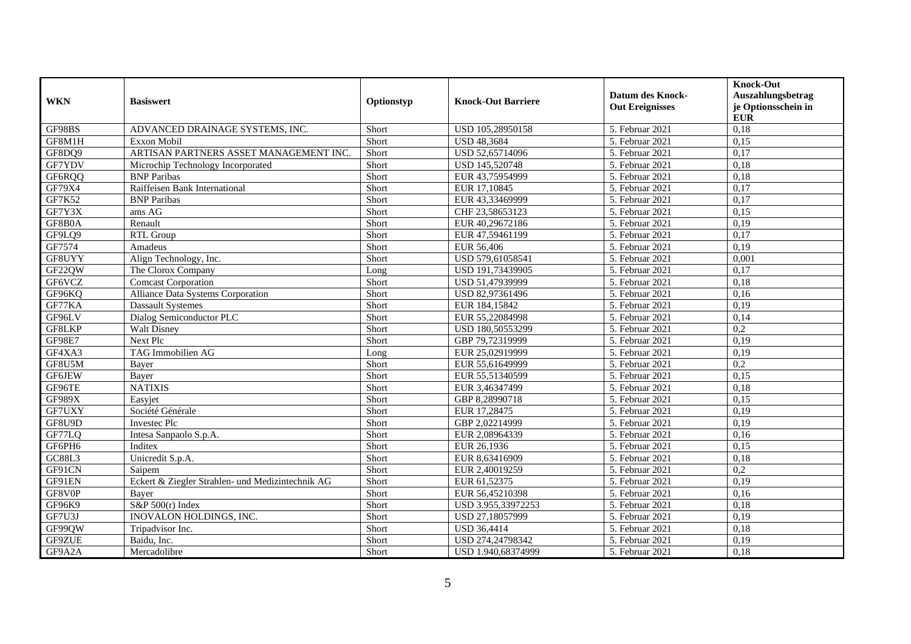| WKN | Basiswert | Optionstyp | Knock-Out Barriere | Datum des Knock-Out Ereignisses | Knock-Out Auszahlungsbetrag je Optionsschein in EUR |
|---|---|---|---|---|---|
| GF98BS | ADVANCED DRAINAGE SYSTEMS, INC. | Short | USD 105,28950158 | 5. Februar 2021 | 0,18 |
| GF8M1H | Exxon Mobil | Short | USD 48,3684 | 5. Februar 2021 | 0,15 |
| GF8DQ9 | ARTISAN PARTNERS ASSET MANAGEMENT INC. | Short | USD 52,65714096 | 5. Februar 2021 | 0,17 |
| GF7YDV | Microchip Technology Incorporated | Short | USD 145,520748 | 5. Februar 2021 | 0,18 |
| GF6RQQ | BNP Paribas | Short | EUR 43,75954999 | 5. Februar 2021 | 0,18 |
| GF79X4 | Raiffeisen Bank International | Short | EUR 17,10845 | 5. Februar 2021 | 0,17 |
| GF7K52 | BNP Paribas | Short | EUR 43,33469999 | 5. Februar 2021 | 0,17 |
| GF7Y3X | ams AG | Short | CHF 23,58653123 | 5. Februar 2021 | 0,15 |
| GF8B0A | Renault | Short | EUR 40,29672186 | 5. Februar 2021 | 0,19 |
| GF9LQ9 | RTL Group | Short | EUR 47,59461199 | 5. Februar 2021 | 0,17 |
| GF7574 | Amadeus | Short | EUR 56,406 | 5. Februar 2021 | 0,19 |
| GF8UYY | Align Technology, Inc. | Short | USD 579,61058541 | 5. Februar 2021 | 0,001 |
| GF22QW | The Clorox Company | Long | USD 191,73439905 | 5. Februar 2021 | 0,17 |
| GF6VCZ | Comcast Corporation | Short | USD 51,47939999 | 5. Februar 2021 | 0,18 |
| GF96KQ | Alliance Data Systems Corporation | Short | USD 82,97361496 | 5. Februar 2021 | 0,16 |
| GF77KA | Dassault Systemes | Short | EUR 184,15842 | 5. Februar 2021 | 0,19 |
| GF96LV | Dialog Semiconductor PLC | Short | EUR 55,22084998 | 5. Februar 2021 | 0,14 |
| GF8LKP | Walt Disney | Short | USD 180,50553299 | 5. Februar 2021 | 0,2 |
| GF98E7 | Next Plc | Short | GBP 79,72319999 | 5. Februar 2021 | 0,19 |
| GF4XA3 | TAG Immobilien AG | Long | EUR 25,02919999 | 5. Februar 2021 | 0,19 |
| GF8U5M | Bayer | Short | EUR 55,61649999 | 5. Februar 2021 | 0,2 |
| GF6JEW | Bayer | Short | EUR 55,51340599 | 5. Februar 2021 | 0,15 |
| GF96TE | NATIXIS | Short | EUR 3,46347499 | 5. Februar 2021 | 0,18 |
| GF989X | Easyjet | Short | GBP 8,28990718 | 5. Februar 2021 | 0,15 |
| GF7UXY | Société Générale | Short | EUR 17,28475 | 5. Februar 2021 | 0,19 |
| GF8U9D | Investec Plc | Short | GBP 2,02214999 | 5. Februar 2021 | 0,19 |
| GF77LQ | Intesa Sanpaolo S.p.A. | Short | EUR 2,08964339 | 5. Februar 2021 | 0,16 |
| GF6PH6 | Inditex | Short | EUR 26,1936 | 5. Februar 2021 | 0,15 |
| GC88L3 | Unicredit S.p.A. | Short | EUR 8,63416909 | 5. Februar 2021 | 0,18 |
| GF91CN | Saipem | Short | EUR 2,40019259 | 5. Februar 2021 | 0,2 |
| GF91EN | Eckert & Ziegler Strahlen- und Medizintechnik AG | Short | EUR 61,52375 | 5. Februar 2021 | 0,19 |
| GF8V0P | Bayer | Short | EUR 56,45210398 | 5. Februar 2021 | 0,16 |
| GF96K9 | S&P 500(r) Index | Short | USD 3.955,33972253 | 5. Februar 2021 | 0,18 |
| GF7U3J | INOVALON HOLDINGS, INC. | Short | USD 27,18057999 | 5. Februar 2021 | 0,19 |
| GF99QW | Tripadvisor Inc. | Short | USD 36,4414 | 5. Februar 2021 | 0,18 |
| GF9ZUE | Baidu, Inc. | Short | USD 274,24798342 | 5. Februar 2021 | 0,19 |
| GF9A2A | Mercadolibre | Short | USD 1.940,68374999 | 5. Februar 2021 | 0,18 |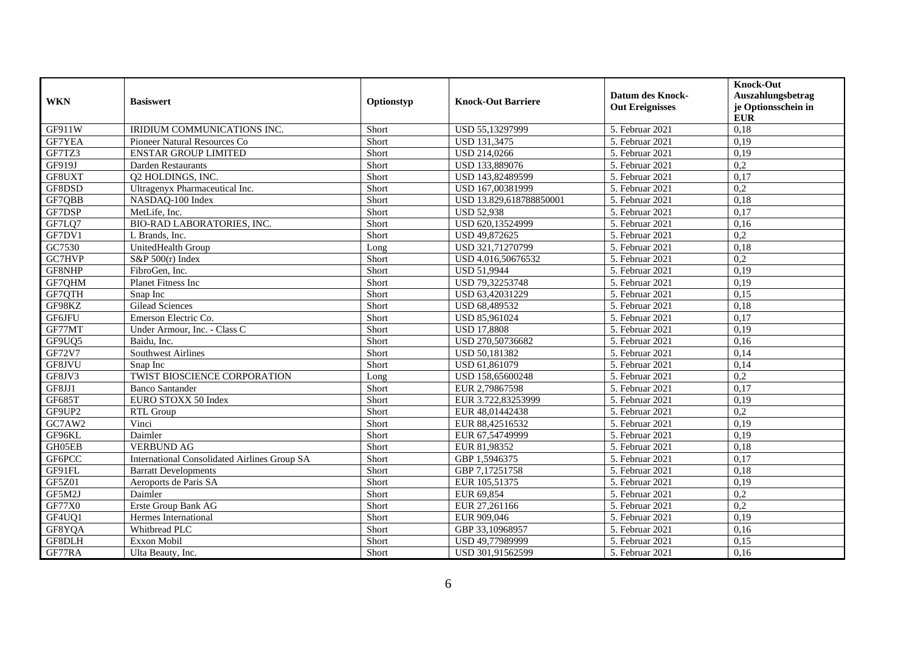| WKN | Basiswert | Optionstyp | Knock-Out Barriere | Datum des Knock-Out Ereignisses | Knock-Out Auszahlungsbetrag je Optionsschein in EUR |
|---|---|---|---|---|---|
| GF911W | IRIDIUM COMMUNICATIONS INC. | Short | USD 55,13297999 | 5. Februar 2021 | 0,18 |
| GF7YEA | Pioneer Natural Resources Co | Short | USD 131,3475 | 5. Februar 2021 | 0,19 |
| GF7TZ3 | ENSTAR GROUP LIMITED | Short | USD 214,0266 | 5. Februar 2021 | 0,19 |
| GF919J | Darden Restaurants | Short | USD 133,889076 | 5. Februar 2021 | 0,2 |
| GF8UXT | Q2 HOLDINGS, INC. | Short | USD 143,82489599 | 5. Februar 2021 | 0,17 |
| GF8DSD | Ultragenyx Pharmaceutical Inc. | Short | USD 167,00381999 | 5. Februar 2021 | 0,2 |
| GF7QBB | NASDAQ-100 Index | Short | USD 13.829,618788850001 | 5. Februar 2021 | 0,18 |
| GF7DSP | MetLife, Inc. | Short | USD 52,938 | 5. Februar 2021 | 0,17 |
| GF7LQ7 | BIO-RAD LABORATORIES, INC. | Short | USD 620,13524999 | 5. Februar 2021 | 0,16 |
| GF7DV1 | L Brands, Inc. | Short | USD 49,872625 | 5. Februar 2021 | 0,2 |
| GC7530 | UnitedHealth Group | Long | USD 321,71270799 | 5. Februar 2021 | 0,18 |
| GC7HVP | S&P 500(r) Index | Short | USD 4.016,50676532 | 5. Februar 2021 | 0,2 |
| GF8NHP | FibroGen, Inc. | Short | USD 51,9944 | 5. Februar 2021 | 0,19 |
| GF7QHM | Planet Fitness Inc | Short | USD 79,32253748 | 5. Februar 2021 | 0,19 |
| GF7QTH | Snap Inc | Short | USD 63,42031229 | 5. Februar 2021 | 0,15 |
| GF98KZ | Gilead Sciences | Short | USD 68,489532 | 5. Februar 2021 | 0,18 |
| GF6JFU | Emerson Electric Co. | Short | USD 85,961024 | 5. Februar 2021 | 0,17 |
| GF77MT | Under Armour, Inc. - Class C | Short | USD 17,8808 | 5. Februar 2021 | 0,19 |
| GF9UQ5 | Baidu, Inc. | Short | USD 270,50736682 | 5. Februar 2021 | 0,16 |
| GF72V7 | Southwest Airlines | Short | USD 50,181382 | 5. Februar 2021 | 0,14 |
| GF8JVU | Snap Inc | Short | USD 61,861079 | 5. Februar 2021 | 0,14 |
| GF8JV3 | TWIST BIOSCIENCE CORPORATION | Long | USD 158,65600248 | 5. Februar 2021 | 0,2 |
| GF8JJ1 | Banco Santander | Short | EUR 2,79867598 | 5. Februar 2021 | 0,17 |
| GF685T | EURO STOXX 50 Index | Short | EUR 3.722,83253999 | 5. Februar 2021 | 0,19 |
| GF9UP2 | RTL Group | Short | EUR 48,01442438 | 5. Februar 2021 | 0,2 |
| GC7AW2 | Vinci | Short | EUR 88,42516532 | 5. Februar 2021 | 0,19 |
| GF96KL | Daimler | Short | EUR 67,54749999 | 5. Februar 2021 | 0,19 |
| GH05EB | VERBUND AG | Short | EUR 81,98352 | 5. Februar 2021 | 0,18 |
| GF6PCC | International Consolidated Airlines Group SA | Short | GBP 1,5946375 | 5. Februar 2021 | 0,17 |
| GF91FL | Barratt Developments | Short | GBP 7,17251758 | 5. Februar 2021 | 0,18 |
| GF5Z01 | Aeroports de Paris SA | Short | EUR 105,51375 | 5. Februar 2021 | 0,19 |
| GF5M2J | Daimler | Short | EUR 69,854 | 5. Februar 2021 | 0,2 |
| GF77X0 | Erste Group Bank AG | Short | EUR 27,261166 | 5. Februar 2021 | 0,2 |
| GF4UQ1 | Hermes International | Short | EUR 909,046 | 5. Februar 2021 | 0,19 |
| GF8YQA | Whitbread PLC | Short | GBP 33,10968957 | 5. Februar 2021 | 0,16 |
| GF8DLH | Exxon Mobil | Short | USD 49,77989999 | 5. Februar 2021 | 0,15 |
| GF77RA | Ulta Beauty, Inc. | Short | USD 301,91562599 | 5. Februar 2021 | 0,16 |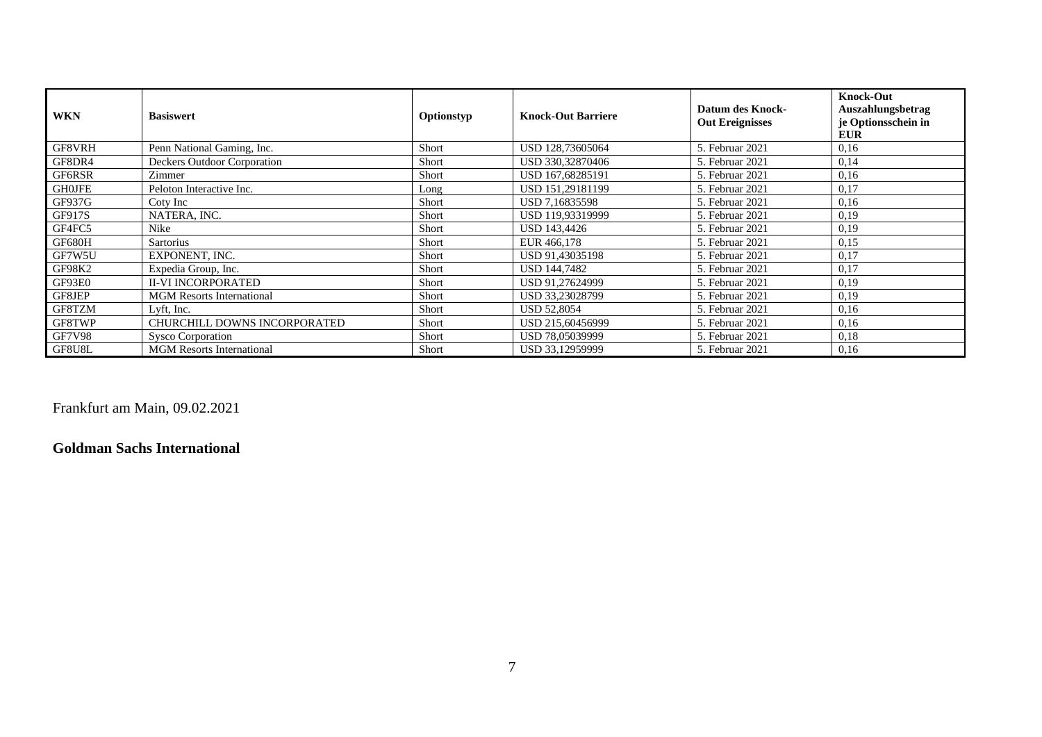| WKN | Basiswert | Optionstyp | Knock-Out Barriere | Datum des Knock-Out Ereignisses | Knock-Out Auszahlungsbetrag je Optionsschein in EUR |
|---|---|---|---|---|---|
| GF8VRH | Penn National Gaming, Inc. | Short | USD 128,73605064 | 5. Februar 2021 | 0,16 |
| GF8DR4 | Deckers Outdoor Corporation | Short | USD 330,32870406 | 5. Februar 2021 | 0,14 |
| GF6RSR | Zimmer | Short | USD 167,68285191 | 5. Februar 2021 | 0,16 |
| GH0JFE | Peloton Interactive Inc. | Long | USD 151,29181199 | 5. Februar 2021 | 0,17 |
| GF937G | Coty Inc | Short | USD 7,16835598 | 5. Februar 2021 | 0,16 |
| GF917S | NATERA, INC. | Short | USD 119,93319999 | 5. Februar 2021 | 0,19 |
| GF4FC5 | Nike | Short | USD 143,4426 | 5. Februar 2021 | 0,19 |
| GF680H | Sartorius | Short | EUR 466,178 | 5. Februar 2021 | 0,15 |
| GF7W5U | EXPONENT, INC. | Short | USD 91,43035198 | 5. Februar 2021 | 0,17 |
| GF98K2 | Expedia Group, Inc. | Short | USD 144,7482 | 5. Februar 2021 | 0,17 |
| GF93E0 | II-VI INCORPORATED | Short | USD 91,27624999 | 5. Februar 2021 | 0,19 |
| GF8JEP | MGM Resorts International | Short | USD 33,23028799 | 5. Februar 2021 | 0,19 |
| GF8TZM | Lyft, Inc. | Short | USD 52,8054 | 5. Februar 2021 | 0,16 |
| GF8TWP | CHURCHILL DOWNS INCORPORATED | Short | USD 215,60456999 | 5. Februar 2021 | 0,16 |
| GF7V98 | Sysco Corporation | Short | USD 78,05039999 | 5. Februar 2021 | 0,18 |
| GF8U8L | MGM Resorts International | Short | USD 33,12959999 | 5. Februar 2021 | 0,16 |

Frankfurt am Main, 09.02.2021

**Goldman Sachs International**